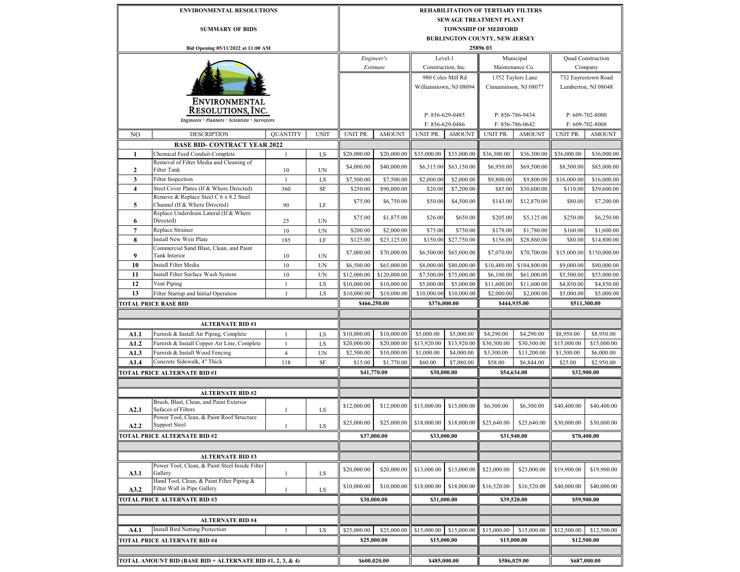# ENVIRONMENTAL RESOLUTIONS

## SUMMARY OF BIDS

Bid Opening 05/11/2022 at 11:00 AM

**REHABILITATION OF TERTIARY FILTERS**
**SEWAGE TREATMENT PLANT**
**TOWNSHIP OF MEDFORD**
**BURLINGTON COUNTY, NEW JERSEY**
**25896 03**

ENVIRONMENTAL RESOLUTIONS, INC.
Engineers • Planners • Scientists • Surveyors

| | | | | *Engineer's Estimate* | | Level-1 Construction, Inc. | | Municipal Maintenance Co. | | Quad Construction Company | |
|---|---|---|---|---|---|---|---|---|---|---|---|
| | | | | | | 980 Coles Mill Rd, Williamstown, NJ 08094 | | 1352 Taylors Lane, Cinnaminson, NJ 08077 | | 732 Eayrestown Road, Lumberton, NJ 08048 | |
| | | | | | | P: 856-629-0485 F: 856-629-0486 | | P: 856-786-9434 F: 856-786-0642 | | P: 609-702-8000 F: 609-702-8008 | |
| NO | DESCRIPTION | QUANTITY | UNIT | UNIT PR. | AMOUNT | UNIT PR. | AMOUNT | UNIT PR. | AMOUNT | UNIT PR. | AMOUNT |
| | **BASE BID- CONTRACT YEAR 2022** | | | | | | | | | | |
| **1** | Chemical Feed Conduit-Complete | 1 | LS | $20,000.00 | $20,000.00 | $35,000.00 | $35,000.00 | $36,300.00 | $36,300.00 | $36,000.00 | $36,000.00 |
| **2** | Removal of Filter Media and Cleaning of Filter Tank | 10 | UN | $4,000.00 | $40,000.00 | $6,315.00 | $63,150.00 | $6,950.00 | $69,500.00 | $8,500.00 | $85,000.00 |
| **3** | Filter Inspection | 1 | LS | $7,500.00 | $7,500.00 | $2,000.00 | $2,000.00 | $9,800.00 | $9,800.00 | $16,000.00 | $16,000.00 |
| **4** | Steel Cover Plates (If & Where Directed) | 360 | SF | $250.00 | $90,000.00 | $20.00 | $7,200.00 | $85.00 | $30,600.00 | $110.00 | $39,600.00 |
| **5** | Remove & Replace Steel C 6 x 8.2 Steel Channel (If & Where Directed) | 90 | LF | $75.00 | $6,750.00 | $50.00 | $4,500.00 | $143.00 | $12,870.00 | $80.00 | $7,200.00 |
| **6** | Replace Underdrain Lateral (If & Where Directed) | 25 | UN | $75.00 | $1,875.00 | $26.00 | $650.00 | $205.00 | $5,125.00 | $250.00 | $6,250.00 |
| **7** | Replace Strainer | 10 | UN | $200.00 | $2,000.00 | $75.00 | $750.00 | $178.00 | $1,780.00 | $160.00 | $1,600.00 |
| **8** | Install New Weir Plate | 185 | LF | $125.00 | $23,125.00 | $150.00 | $27,750.00 | $156.00 | $28,860.00 | $80.00 | $14,800.00 |
| **9** | Commercial Sand Blast, Clean, and Paint Tank Interior | 10 | UN | $7,000.00 | $70,000.00 | $6,500.00 | $65,000.00 | $7,070.00 | $70,700.00 | $15,000.00 | $150,000.00 |
| **10** | Install Filter Media | 10 | UN | $6,500.00 | $65,000.00 | $8,000.00 | $80,000.00 | $10,480.00 | $104,800.00 | $9,000.00 | $90,000.00 |
| **11** | Install Filter Surface Wash System | 10 | UN | $12,000.00 | $120,000.00 | $7,500.00 | $75,000.00 | $6,100.00 | $61,000.00 | $5,500.00 | $55,000.00 |
| **12** | Vent Piping | 1 | LS | $10,000.00 | $10,000.00 | $5,000.00 | $5,000.00 | $11,600.00 | $11,600.00 | $4,850.00 | $4,850.00 |
| **13** | Filter Startup and Initial Operation | 1 | LS | $10,000.00 | $10,000.00 | $10,000.00 | $10,000.00 | $2,000.00 | $2,000.00 | $5,000.00 | $5,000.00 |
| **TOTAL PRICE BASE BID** | | | | **$466,250.00** | | **$376,000.00** | | **$444,935.00** | | **$511,300.00** | |
| | **ALTERNATE BID #1** | | | | | | | | | | |
| **A1.1** | Furnish & Install Air Piping, Complete | 1 | LS | $10,000.00 | $10,000.00 | $5,000.00 | $5,000.00 | $4,290.00 | $4,290.00 | $8,950.00 | $8,950.00 |
| **A1.2** | Furnish & Install Copper Air Line, Complete | 1 | LS | $20,000.00 | $20,000.00 | $13,920.00 | $13,920.00 | $30,300.00 | $30,300.00 | $15,000.00 | $15,000.00 |
| **A1.3** | Furnish & Install Wood Fencing | 4 | UN | $2,500.00 | $10,000.00 | $1,000.00 | $4,000.00 | $3,300.00 | $13,200.00 | $1,500.00 | $6,000.00 |
| **A1.4** | Concrete Sidewalk, 4" Thick | 118 | SF | $15.00 | $1,770.00 | $60.00 | $7,080.00 | $58.00 | $6,844.00 | $25.00 | $2,950.00 |
| **TOTAL PRICE ALTERNATE BID #1** | | | | **$41,770.00** | | **$30,000.00** | | **$54,634.00** | | **$32,900.00** | |
| | **ALTERNATE BID #2** | | | | | | | | | | |
| **A2.1** | Brush, Blast, Clean, and Paint Exterior Sufaces of Filters | 1 | LS | $12,000.00 | $12,000.00 | $15,000.00 | $15,000.00 | $6,300.00 | $6,300.00 | $40,400.00 | $40,400.00 |
| **A2.2** | Power Tool, Clean, & Paint Roof Structure Support Steel | 1 | LS | $25,000.00 | $25,000.00 | $18,000.00 | $18,000.00 | $25,640.00 | $25,640.00 | $30,000.00 | $30,000.00 |
| **TOTAL PRICE ALTERNATE BID #2** | | | | **$37,000.00** | | **$33,000.00** | | **$31,940.00** | | **$70,400.00** | |
| | **ALTERNATE BID #3** | | | | | | | | | | |
| **A3.1** | Power Tool, Clean, & Paint Steel Inside Filter Gallery | 1 | LS | $20,000.00 | $20,000.00 | $13,000.00 | $13,000.00 | $23,000.00 | $23,000.00 | $19,900.00 | $19,900.00 |
| **A3.2** | Hand Tool, Clean, & Paint Filter Piping & Filter Wall in Pipe Gallery | 1 | LS | $10,000.00 | $10,000.00 | $18,000.00 | $18,000.00 | $16,520.00 | $16,520.00 | $40,000.00 | $40,000.00 |
| **TOTAL PRICE ALTERNATE BID #3** | | | | **$30,000.00** | | **$31,000.00** | | **$39,520.00** | | **$59,900.00** | |
| | **ALTERNATE BID #4** | | | | | | | | | | |
| **A4.1** | Install Bird Netting Protection | 1 | LS | $25,000.00 | $25,000.00 | $15,000.00 | $15,000.00 | $15,000.00 | $15,000.00 | $12,500.00 | $12,500.00 |
| **TOTAL PRICE ALTERNATE BID #4** | | | | **$25,000.00** | | **$15,000.00** | | **$15,000.00** | | **$12,500.00** | |
| **TOTAL AMOUNT BID (BASE BID + ALTERNATE BID #1, 2, 3, & 4)** | | | | **$600,020.00** | | **$485,000.00** | | **$586,029.00** | | **$687,000.00** | |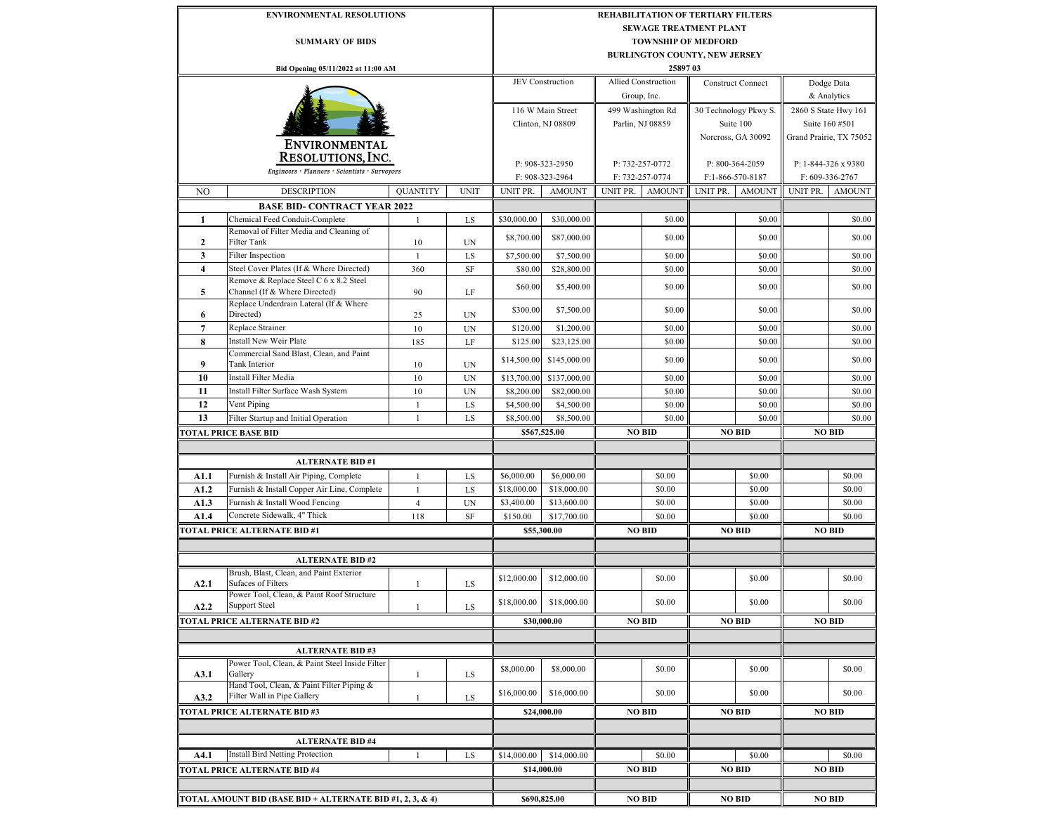| ENVIRONMENTAL RESOLUTIONS SUMMARY OF BIDS Bid Opening 05/11/2022 at 11:00 AM | | | | REHABILITATION OF TERTIARY FILTERS SEWAGE TREATMENT PLANT TOWNSHIP OF MEDFORD BURLINGTON COUNTY, NEW JERSEY 25897 03 | | | | | | | |
|---|---|---|---|---|---|---|---|---|---|---|---|
| ENVIRONMENTAL RESOLUTIONS, INC. Engineers • Planners • Scientists • Surveyors | | | | JEV Construction 116 W Main Street Clinton, NJ 08809 P: 908-323-2950 F: 908-323-2964 | | Allied Construction Group, Inc. 499 Washington Rd Parlin, NJ 08859 P: 732-257-0772 F: 732-257-0774 | | Construct Connect 30 Technology Pkwy S. Suite 100 Norcross, GA 30092 P: 800-364-2059 F:1-866-570-8187 | | Dodge Data & Analytics 2860 S State Hwy 161 Suite 160 #501 Grand Prairie, TX 75052 P: 1-844-326 x 9380 F: 609-336-2767 | |
| NO | DESCRIPTION | QUANTITY | UNIT | UNIT PR. | AMOUNT | UNIT PR. | AMOUNT | UNIT PR. | AMOUNT | UNIT PR. | AMOUNT |
| | **BASE BID- CONTRACT YEAR 2022** | | | | | | | | | | |
| **1** | Chemical Feed Conduit-Complete | 1 | LS | $30,000.00 | $30,000.00 | | $0.00 | | $0.00 | | $0.00 |
| **2** | Removal of Filter Media and Cleaning of Filter Tank | 10 | UN | $8,700.00 | $87,000.00 | | $0.00 | | $0.00 | | $0.00 |
| **3** | Filter Inspection | 1 | LS | $7,500.00 | $7,500.00 | | $0.00 | | $0.00 | | $0.00 |
| **4** | Steel Cover Plates (If & Where Directed) | 360 | SF | $80.00 | $28,800.00 | | $0.00 | | $0.00 | | $0.00 |
| **5** | Remove & Replace Steel C 6 x 8.2 Steel Channel (If & Where Directed) | 90 | LF | $60.00 | $5,400.00 | | $0.00 | | $0.00 | | $0.00 |
| **6** | Replace Underdrain Lateral (If & Where Directed) | 25 | UN | $300.00 | $7,500.00 | | $0.00 | | $0.00 | | $0.00 |
| **7** | Replace Strainer | 10 | UN | $120.00 | $1,200.00 | | $0.00 | | $0.00 | | $0.00 |
| **8** | Install New Weir Plate | 185 | LF | $125.00 | $23,125.00 | | $0.00 | | $0.00 | | $0.00 |
| **9** | Commercial Sand Blast, Clean, and Paint Tank Interior | 10 | UN | $14,500.00 | $145,000.00 | | $0.00 | | $0.00 | | $0.00 |
| **10** | Install Filter Media | 10 | UN | $13,700.00 | $137,000.00 | | $0.00 | | $0.00 | | $0.00 |
| **11** | Install Filter Surface Wash System | 10 | UN | $8,200.00 | $82,000.00 | | $0.00 | | $0.00 | | $0.00 |
| **12** | Vent Piping | 1 | LS | $4,500.00 | $4,500.00 | | $0.00 | | $0.00 | | $0.00 |
| **13** | Filter Startup and Initial Operation | 1 | LS | $8,500.00 | $8,500.00 | | $0.00 | | $0.00 | | $0.00 |
| **TOTAL PRICE BASE BID** | | | | **$567,525.00** | | **NO BID** | | **NO BID** | | **NO BID** | |
| | **ALTERNATE BID #1** | | | | | | | | | | |
| **A1.1** | Furnish & Install Air Piping, Complete | 1 | LS | $6,000.00 | $6,000.00 | | $0.00 | | $0.00 | | $0.00 |
| **A1.2** | Furnish & Install Copper Air Line, Complete | 1 | LS | $18,000.00 | $18,000.00 | | $0.00 | | $0.00 | | $0.00 |
| **A1.3** | Furnish & Install Wood Fencing | 4 | UN | $3,400.00 | $13,600.00 | | $0.00 | | $0.00 | | $0.00 |
| **A1.4** | Concrete Sidewalk, 4" Thick | 118 | SF | $150.00 | $17,700.00 | | $0.00 | | $0.00 | | $0.00 |
| **TOTAL PRICE ALTERNATE BID #1** | | | | **$55,300.00** | | **NO BID** | | **NO BID** | | **NO BID** | |
| | **ALTERNATE BID #2** | | | | | | | | | | |
| **A2.1** | Brush, Blast, Clean, and Paint Exterior Sufaces of Filters | 1 | LS | $12,000.00 | $12,000.00 | | $0.00 | | $0.00 | | $0.00 |
| **A2.2** | Power Tool, Clean, & Paint Roof Structure Support Steel | 1 | LS | $18,000.00 | $18,000.00 | | $0.00 | | $0.00 | | $0.00 |
| **TOTAL PRICE ALTERNATE BID #2** | | | | **$30,000.00** | | **NO BID** | | **NO BID** | | **NO BID** | |
| | **ALTERNATE BID #3** | | | | | | | | | | |
| **A3.1** | Power Tool, Clean, & Paint Steel Inside Filter Gallery | 1 | LS | $8,000.00 | $8,000.00 | | $0.00 | | $0.00 | | $0.00 |
| **A3.2** | Hand Tool, Clean, & Paint Filter Piping & Filter Wall in Pipe Gallery | 1 | LS | $16,000.00 | $16,000.00 | | $0.00 | | $0.00 | | $0.00 |
| **TOTAL PRICE ALTERNATE BID #3** | | | | **$24,000.00** | | **NO BID** | | **NO BID** | | **NO BID** | |
| | **ALTERNATE BID #4** | | | | | | | | | | |
| **A4.1** | Install Bird Netting Protection | 1 | LS | $14,000.00 | $14,000.00 | | $0.00 | | $0.00 | | $0.00 |
| **TOTAL PRICE ALTERNATE BID #4** | | | | **$14,000.00** | | **NO BID** | | **NO BID** | | **NO BID** | |
| **TOTAL AMOUNT BID (BASE BID + ALTERNATE BID #1, 2, 3, & 4)** | | | | **$690,825.00** | | **NO BID** | | **NO BID** | | **NO BID** | |